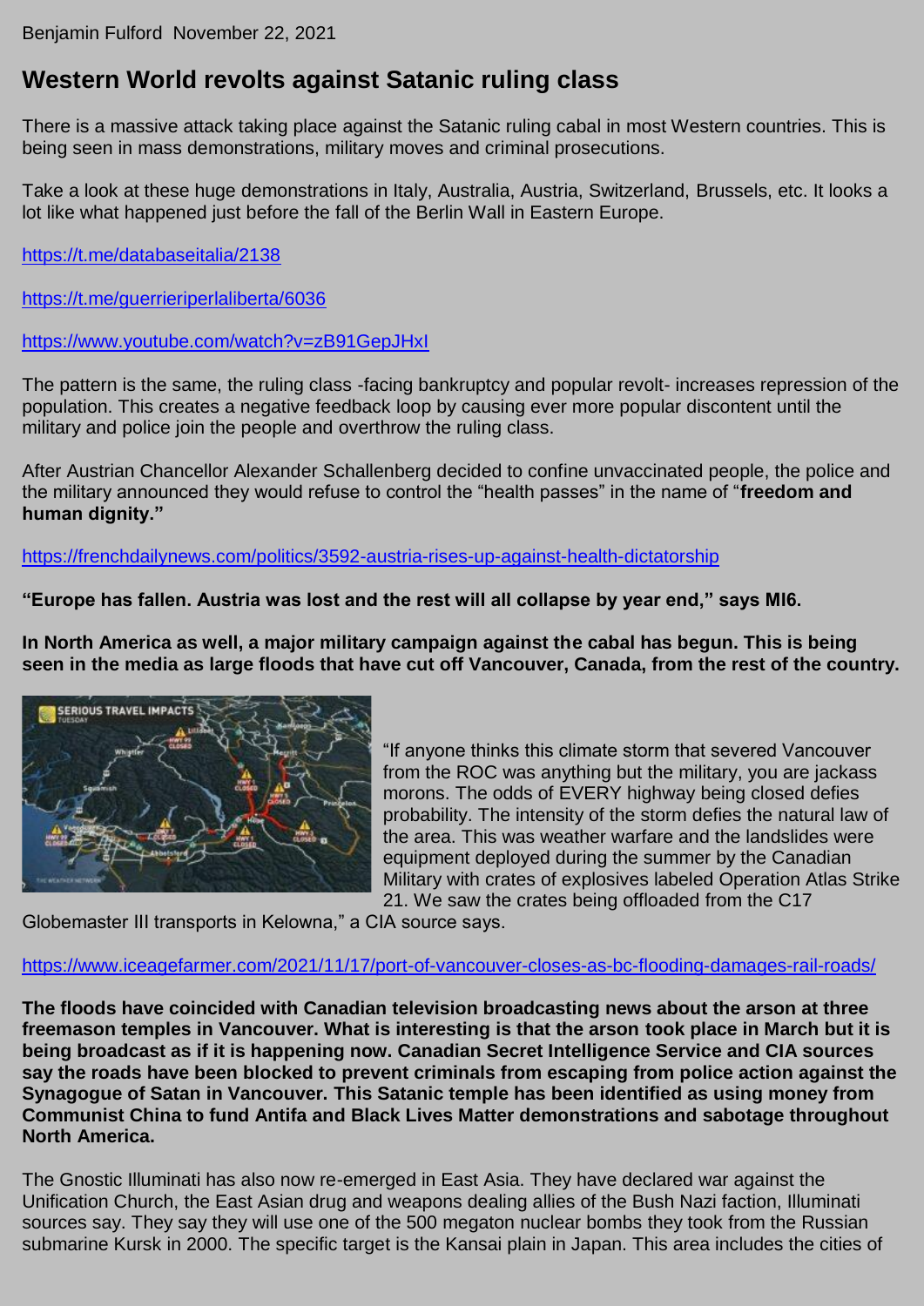Benjamin Fulford November 22, 2021

# Western World revolts against Satanic ruling class

There is a massive attack taking place against the Satanic ruling cabal in most Western countries. This is being seen in mass demonstrations, military moves and criminal prosecutions.

Take a look at these huge demonstrations in Italy, Australia, Austria, Switzerland, Brussels, etc. It looks a lot like what happened just before the fall of the Berlin Wall in Eastern Europe.

https://t.me/databaseitalia/2138

https://t.me/guerrieriperlaliberta/6036

https://www.youtube.com/watch?v=zB91GepJHxI

The pattern is the same, the ruling class -facing bankruptcy and popular revolt- increases repression of the population. This creates a negative feedback loop by causing ever more popular discontent until the military and police join the people and overthrow the ruling class.

After Austrian Chancellor Alexander Schallenberg decided to confine unvaccinated people, the police and the military announced they would refuse to control the "health passes" in the name of "**freedom and human dignity.**"

https://frenchdailynews.com/politics/3592-austria-rises-up-against-health-dictatorship

**"Europe has fallen. Austria was lost and the rest will all collapse by year end," says MI6.**

**In North America as well, a major military campaign against the cabal has begun. This is being seen in the media as large floods that have cut off Vancouver, Canada, from the rest of the country.**

"If anyone thinks this climate storm that severed Vancouver from the ROC was anything but the military, you are jackass morons. The odds of EVERY highway being closed defies probability. The intensity of the storm defies the natural law of the area. This was weather warfare and the landslides were equipment deployed during the summer by the Canadian Military with crates of explosives labeled Operation Atlas Strike 21. We saw the crates being offloaded from the C17 Globemaster III transports in Kelowna," a CIA source says.

https://www.iceagefarmer.com/2021/11/17/port-of-vancouver-closes-as-bc-flooding-damages-rail-roads/

**The floods have coincided with Canadian television broadcasting news about the arson at three freemason temples in Vancouver. What is interesting is that the arson took place in March but it is being broadcast as if it is happening now. Canadian Secret Intelligence Service and CIA sources say the roads have been blocked to prevent criminals from escaping from police action against the Synagogue of Satan in Vancouver. This Satanic temple has been identified as using money from Communist China to fund Antifa and Black Lives Matter demonstrations and sabotage throughout North America.**

The Gnostic Illuminati has also now re-emerged in East Asia. They have declared war against the Unification Church, the East Asian drug and weapons dealing allies of the Bush Nazi faction, Illuminati sources say. They say they will use one of the 500 megaton nuclear bombs they took from the Russian submarine Kursk in 2000. The specific target is the Kansai plain in Japan. This area includes the cities of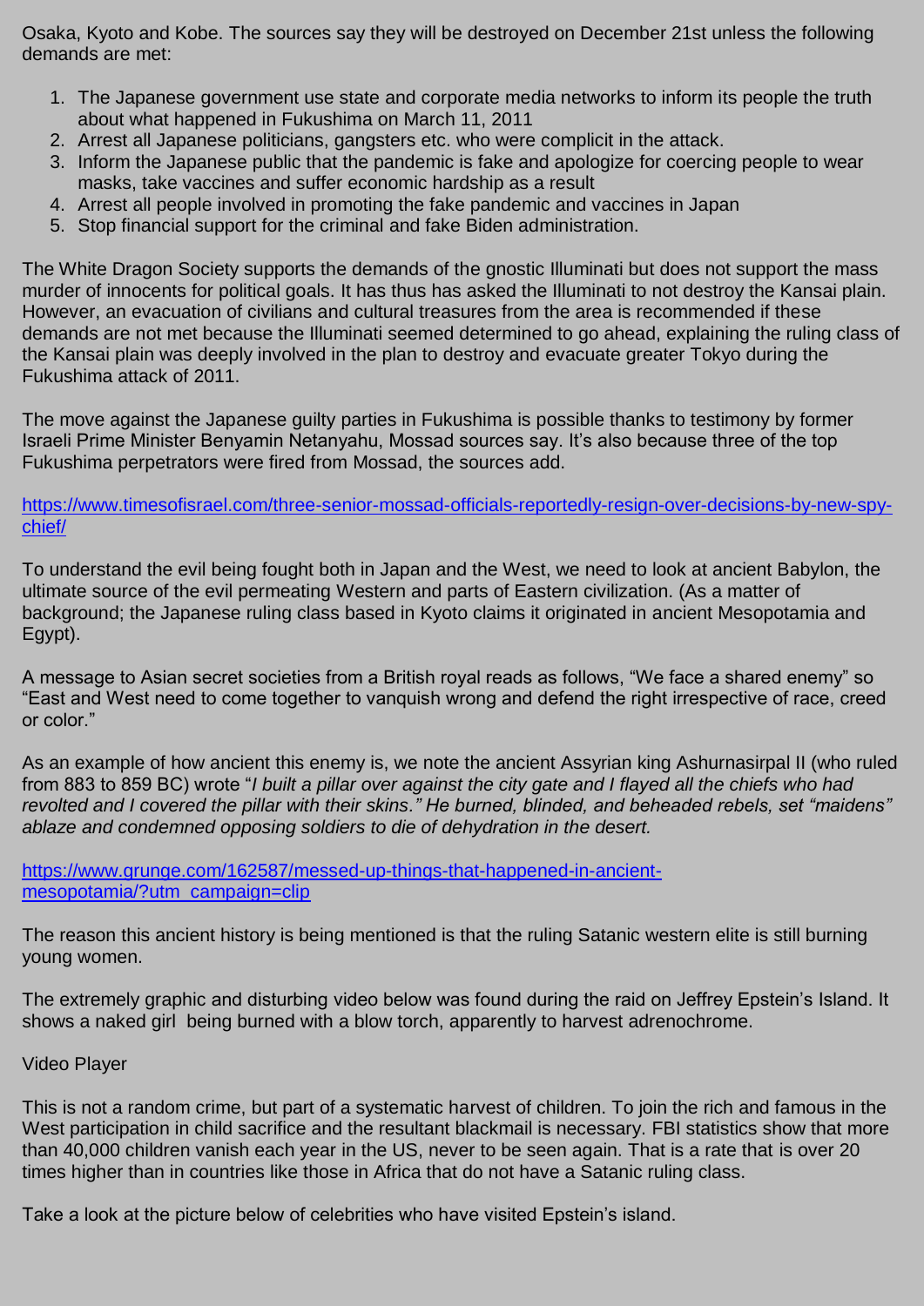Osaka, Kyoto and Kobe. The sources say they will be destroyed on December 21st unless the following demands are met:

1. The Japanese government use state and corporate media networks to inform its people the truth about what happened in Fukushima on March 11, 2011
2. Arrest all Japanese politicians, gangsters etc. who were complicit in the attack.
3. Inform the Japanese public that the pandemic is fake and apologize for coercing people to wear masks, take vaccines and suffer economic hardship as a result
4. Arrest all people involved in promoting the fake pandemic and vaccines in Japan
5. Stop financial support for the criminal and fake Biden administration.

The White Dragon Society supports the demands of the gnostic Illuminati but does not support the mass murder of innocents for political goals. It has thus has asked the Illuminati to not destroy the Kansai plain. However, an evacuation of civilians and cultural treasures from the area is recommended if these demands are not met because the Illuminati seemed determined to go ahead, explaining the ruling class of the Kansai plain was deeply involved in the plan to destroy and evacuate greater Tokyo during the Fukushima attack of 2011.

The move against the Japanese guilty parties in Fukushima is possible thanks to testimony by former Israeli Prime Minister Benyamin Netanyahu, Mossad sources say. It's also because three of the top Fukushima perpetrators were fired from Mossad, the sources add.

https://www.timesofisrael.com/three-senior-mossad-officials-reportedly-resign-over-decisions-by-new-spy-chief/

To understand the evil being fought both in Japan and the West, we need to look at ancient Babylon, the ultimate source of the evil permeating Western and parts of Eastern civilization. (As a matter of background; the Japanese ruling class based in Kyoto claims it originated in ancient Mesopotamia and Egypt).

A message to Asian secret societies from a British royal reads as follows, "We face a shared enemy" so "East and West need to come together to vanquish wrong and defend the right irrespective of race, creed or color."

As an example of how ancient this enemy is, we note the ancient Assyrian king Ashurnasirpal II (who ruled from 883 to 859 BC) wrote "*I built a pillar over against the city gate and I flayed all the chiefs who had revolted and I covered the pillar with their skins." He burned, blinded, and beheaded rebels, set "maidens" ablaze and condemned opposing soldiers to die of dehydration in the desert.*

https://www.grunge.com/162587/messed-up-things-that-happened-in-ancient-mesopotamia/?utm_campaign=clip

The reason this ancient history is being mentioned is that the ruling Satanic western elite is still burning young women.

The extremely graphic and disturbing video below was found during the raid on Jeffrey Epstein's Island. It shows a naked girl being burned with a blow torch, apparently to harvest adrenochrome.

Video Player

This is not a random crime, but part of a systematic harvest of children. To join the rich and famous in the West participation in child sacrifice and the resultant blackmail is necessary. FBI statistics show that more than 40,000 children vanish each year in the US, never to be seen again. That is a rate that is over 20 times higher than in countries like those in Africa that do not have a Satanic ruling class.

Take a look at the picture below of celebrities who have visited Epstein's island.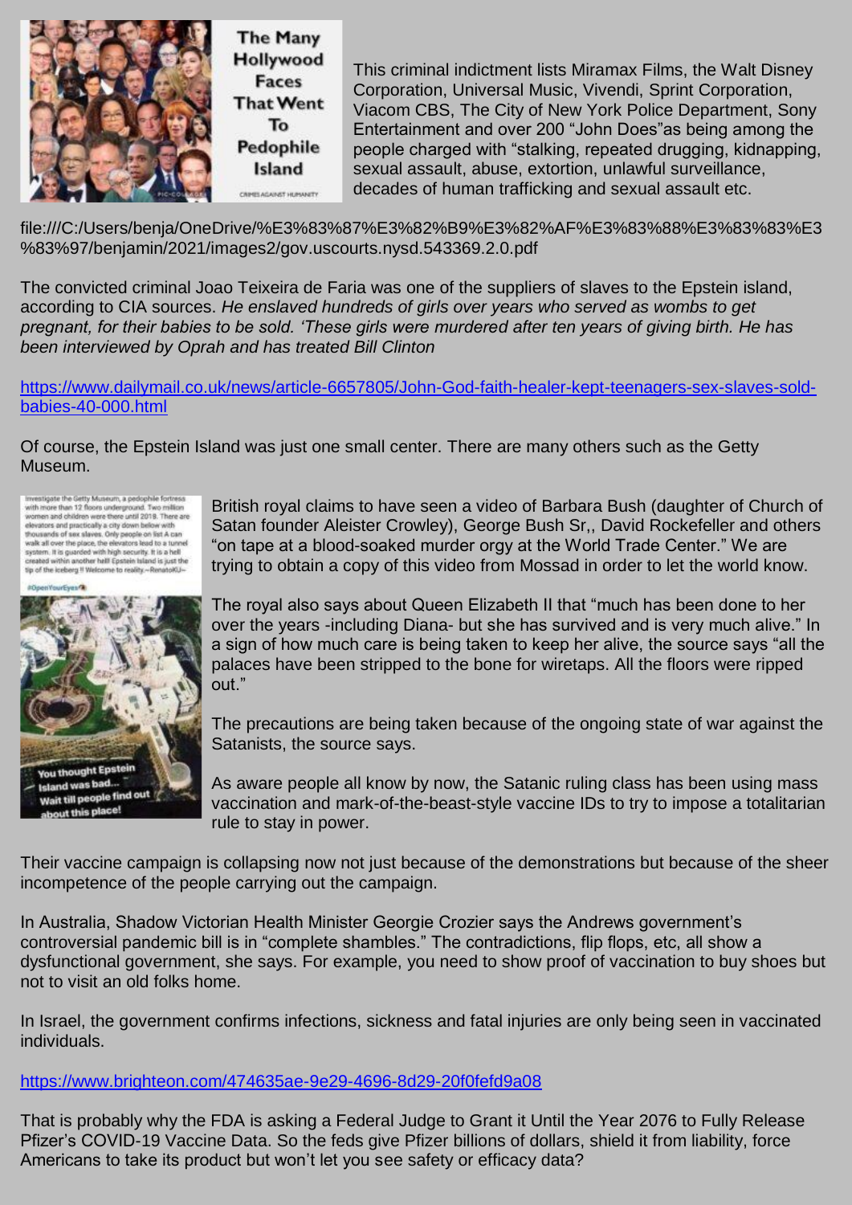This criminal indictment lists Miramax Films, the Walt Disney Corporation, Universal Music, Vivendi, Sprint Corporation, Viacom CBS, The City of New York Police Department, Sony Entertainment and over 200 "John Does"as being among the people charged with "stalking, repeated drugging, kidnapping, sexual assault, abuse, extortion, unlawful surveillance, decades of human trafficking and sexual assault etc.

file:///C:/Users/benja/OneDrive/%E3%83%87%E3%82%B9%E3%82%AF%E3%83%88%E3%83%83%E3%83%97/benjamin/2021/images2/gov.uscourts.nysd.543369.2.0.pdf

The convicted criminal Joao Teixeira de Faria was one of the suppliers of slaves to the Epstein island, according to CIA sources. *He enslaved hundreds of girls over years who served as wombs to get pregnant, for their babies to be sold. 'These girls were murdered after ten years of giving birth. He has been interviewed by Oprah and has treated Bill Clinton*

https://www.dailymail.co.uk/news/article-6657805/John-God-faith-healer-kept-teenagers-sex-slaves-sold-babies-40-000.html

Of course, the Epstein Island was just one small center. There are many others such as the Getty Museum.

British royal claims to have seen a video of Barbara Bush (daughter of Church of Satan founder Aleister Crowley), George Bush Sr,, David Rockefeller and others "on tape at a blood-soaked murder orgy at the World Trade Center." We are trying to obtain a copy of this video from Mossad in order to let the world know.

The royal also says about Queen Elizabeth II that "much has been done to her over the years -including Diana- but she has survived and is very much alive." In a sign of how much care is being taken to keep her alive, the source says "all the palaces have been stripped to the bone for wiretaps. All the floors were ripped out."

The precautions are being taken because of the ongoing state of war against the Satanists, the source says.

As aware people all know by now, the Satanic ruling class has been using mass vaccination and mark-of-the-beast-style vaccine IDs to try to impose a totalitarian rule to stay in power.

Their vaccine campaign is collapsing now not just because of the demonstrations but because of the sheer incompetence of the people carrying out the campaign.

In Australia, Shadow Victorian Health Minister Georgie Crozier says the Andrews government's controversial pandemic bill is in "complete shambles." The contradictions, flip flops, etc, all show a dysfunctional government, she says. For example, you need to show proof of vaccination to buy shoes but not to visit an old folks home.

In Israel, the government confirms infections, sickness and fatal injuries are only being seen in vaccinated individuals.

https://www.brighteon.com/474635ae-9e29-4696-8d29-20f0fefd9a08

That is probably why the FDA is asking a Federal Judge to Grant it Until the Year 2076 to Fully Release Pfizer's COVID-19 Vaccine Data. So the feds give Pfizer billions of dollars, shield it from liability, force Americans to take its product but won't let you see safety or efficacy data?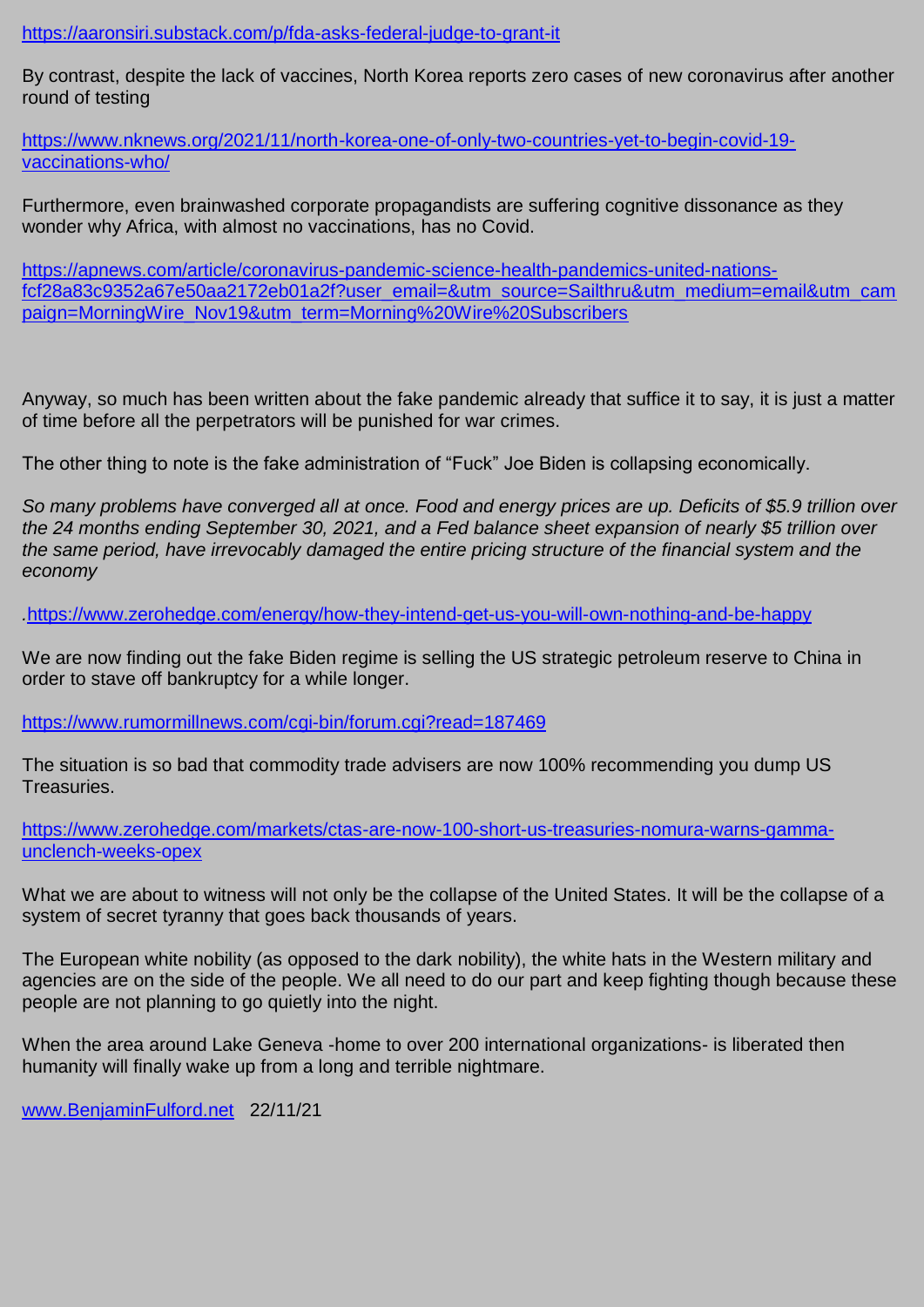https://aaronsiri.substack.com/p/fda-asks-federal-judge-to-grant-it

By contrast, despite the lack of vaccines, North Korea reports zero cases of new coronavirus after another round of testing

https://www.nknews.org/2021/11/north-korea-one-of-only-two-countries-yet-to-begin-covid-19-vaccinations-who/

Furthermore, even brainwashed corporate propagandists are suffering cognitive dissonance as they wonder why Africa, with almost no vaccinations, has no Covid.

https://apnews.com/article/coronavirus-pandemic-science-health-pandemics-united-nations-fcf28a83c9352a67e50aa2172eb01a2f?user_email=&utm_source=Sailthru&utm_medium=email&utm_campaign=MorningWire_Nov19&utm_term=Morning%20Wire%20Subscribers

Anyway, so much has been written about the fake pandemic already that suffice it to say, it is just a matter of time before all the perpetrators will be punished for war crimes.

The other thing to note is the fake administration of "Fuck" Joe Biden is collapsing economically.

*So many problems have converged all at once. Food and energy prices are up. Deficits of $5.9 trillion over the 24 months ending September 30, 2021, and a Fed balance sheet expansion of nearly $5 trillion over the same period, have irrevocably damaged the entire pricing structure of the financial system and the economy*

.https://www.zerohedge.com/energy/how-they-intend-get-us-you-will-own-nothing-and-be-happy

We are now finding out the fake Biden regime is selling the US strategic petroleum reserve to China in order to stave off bankruptcy for a while longer.

https://www.rumormillnews.com/cgi-bin/forum.cgi?read=187469

The situation is so bad that commodity trade advisers are now 100% recommending you dump US Treasuries.

https://www.zerohedge.com/markets/ctas-are-now-100-short-us-treasuries-nomura-warns-gamma-unclench-weeks-opex

What we are about to witness will not only be the collapse of the United States. It will be the collapse of a system of secret tyranny that goes back thousands of years.

The European white nobility (as opposed to the dark nobility), the white hats in the Western military and agencies are on the side of the people. We all need to do our part and keep fighting though because these people are not planning to go quietly into the night.

When the area around Lake Geneva -home to over 200 international organizations- is liberated then humanity will finally wake up from a long and terrible nightmare.

www.BenjaminFulford.net 22/11/21